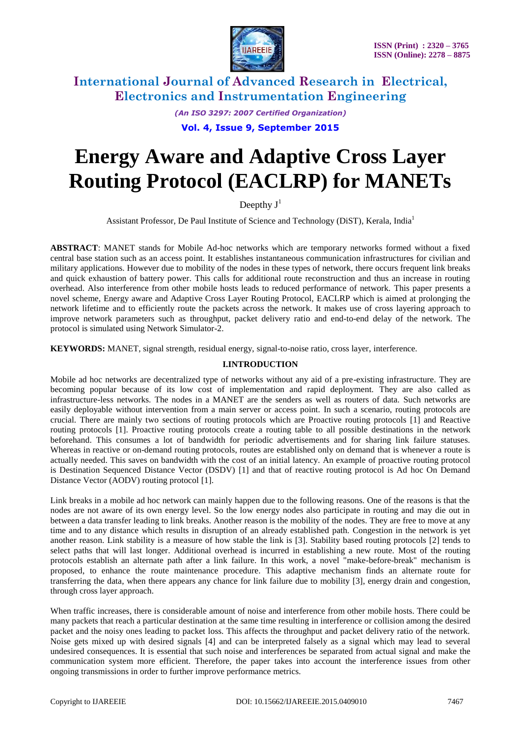# Energy Aware and Adaptive Cross Layer Routing Protocol (EACLRP) for MANETs

Deepthy J[1]

Assistant Professor, De Paul Institute of Science and Technology (DiST), Kerala, India[1]

**ABSTRACT**: MANET stands for Mobile Ad-hoc networks which are temporary networks formed without a fixed central base station such as an access point. It establishes instantaneous communication infrastructures for civilian and military applications. However due to mobility of the nodes in these types of network, there occurs frequent link breaks and quick exhaustion of battery power. This calls for additional route reconstruction and thus an increase in routing overhead. Also interference from other mobile hosts leads to reduced performance of network. This paper presents a novel scheme, Energy aware and Adaptive Cross Layer Routing Protocol, EACLRP which is aimed at prolonging the network lifetime and to efficiently route the packets across the network. It makes use of cross layering approach to improve network parameters such as throughput, packet delivery ratio and end-to-end delay of the network. The protocol is simulated using Network Simulator-2.

**KEYWORDS:** MANET, signal strength, residual energy, signal-to-noise ratio, cross layer, interference.

## I.INTRODUCTION

Mobile ad hoc networks are decentralized type of networks without any aid of a pre-existing infrastructure. They are becoming popular because of its low cost of implementation and rapid deployment. They are also called as infrastructure-less networks. The nodes in a MANET are the senders as well as routers of data. Such networks are easily deployable without intervention from a main server or access point. In such a scenario, routing protocols are crucial. There are mainly two sections of routing protocols which are Proactive routing protocols [1] and Reactive routing protocols [1]. Proactive routing protocols create a routing table to all possible destinations in the network beforehand. This consumes a lot of bandwidth for periodic advertisements and for sharing link failure statuses. Whereas in reactive or on-demand routing protocols, routes are established only on demand that is whenever a route is actually needed. This saves on bandwidth with the cost of an initial latency. An example of proactive routing protocol is Destination Sequenced Distance Vector (DSDV) [1] and that of reactive routing protocol is Ad hoc On Demand Distance Vector (AODV) routing protocol [1].

Link breaks in a mobile ad hoc network can mainly happen due to the following reasons. One of the reasons is that the nodes are not aware of its own energy level. So the low energy nodes also participate in routing and may die out in between a data transfer leading to link breaks. Another reason is the mobility of the nodes. They are free to move at any time and to any distance which results in disruption of an already established path. Congestion in the network is yet another reason. Link stability is a measure of how stable the link is [3]. Stability based routing protocols [2] tends to select paths that will last longer. Additional overhead is incurred in establishing a new route. Most of the routing protocols establish an alternate path after a link failure. In this work, a novel "make-before-break" mechanism is proposed, to enhance the route maintenance procedure. This adaptive mechanism finds an alternate route for transferring the data, when there appears any chance for link failure due to mobility [3], energy drain and congestion, through cross layer approach.

When traffic increases, there is considerable amount of noise and interference from other mobile hosts. There could be many packets that reach a particular destination at the same time resulting in interference or collision among the desired packet and the noisy ones leading to packet loss. This affects the throughput and packet delivery ratio of the network. Noise gets mixed up with desired signals [4] and can be interpreted falsely as a signal which may lead to several undesired consequences. It is essential that such noise and interferences be separated from actual signal and make the communication system more efficient. Therefore, the paper takes into account the interference issues from other ongoing transmissions in order to further improve performance metrics.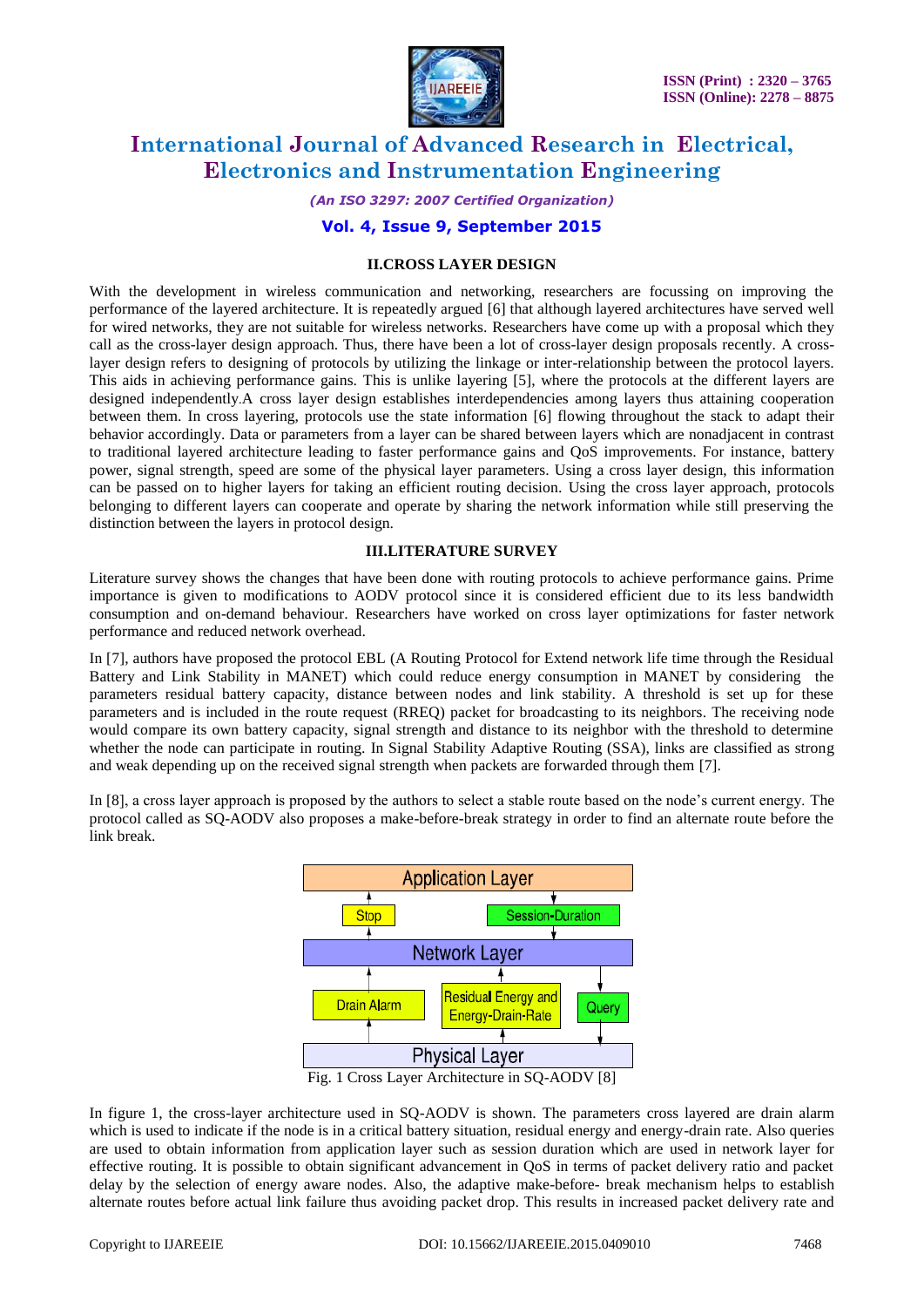## II.CROSS LAYER DESIGN

With the development in wireless communication and networking, researchers are focussing on improving the performance of the layered architecture. It is repeatedly argued [6] that although layered architectures have served well for wired networks, they are not suitable for wireless networks. Researchers have come up with a proposal which they call as the cross-layer design approach. Thus, there have been a lot of cross-layer design proposals recently. A cross-layer design refers to designing of protocols by utilizing the linkage or inter-relationship between the protocol layers. This aids in achieving performance gains. This is unlike layering [5], where the protocols at the different layers are designed independently.A cross layer design establishes interdependencies among layers thus attaining cooperation between them. In cross layering, protocols use the state information [6] flowing throughout the stack to adapt their behavior accordingly. Data or parameters from a layer can be shared between layers which are nonadjacent in contrast to traditional layered architecture leading to faster performance gains and QoS improvements. For instance, battery power, signal strength, speed are some of the physical layer parameters. Using a cross layer design, this information can be passed on to higher layers for taking an efficient routing decision. Using the cross layer approach, protocols belonging to different layers can cooperate and operate by sharing the network information while still preserving the distinction between the layers in protocol design.

## III.LITERATURE SURVEY

Literature survey shows the changes that have been done with routing protocols to achieve performance gains. Prime importance is given to modifications to AODV protocol since it is considered efficient due to its less bandwidth consumption and on-demand behaviour. Researchers have worked on cross layer optimizations for faster network performance and reduced network overhead.

In [7], authors have proposed the protocol EBL (A Routing Protocol for Extend network life time through the Residual Battery and Link Stability in MANET) which could reduce energy consumption in MANET by considering the parameters residual battery capacity, distance between nodes and link stability. A threshold is set up for these parameters and is included in the route request (RREQ) packet for broadcasting to its neighbors. The receiving node would compare its own battery capacity, signal strength and distance to its neighbor with the threshold to determine whether the node can participate in routing. In Signal Stability Adaptive Routing (SSA), links are classified as strong and weak depending up on the received signal strength when packets are forwarded through them [7].

In [8], a cross layer approach is proposed by the authors to select a stable route based on the node's current energy. The protocol called as SQ-AODV also proposes a make-before-break strategy in order to find an alternate route before the link break.

Application Layer

Stop | Session-Duration

Network Layer

Drain Alarm | Residual Energy and Energy-Drain-Rate | Query

Physical Layer

Fig. 1 Cross Layer Architecture in SQ-AODV [8]

In figure 1, the cross-layer architecture used in SQ-AODV is shown. The parameters cross layered are drain alarm which is used to indicate if the node is in a critical battery situation, residual energy and energy-drain rate. Also queries are used to obtain information from application layer such as session duration which are used in network layer for effective routing. It is possible to obtain significant advancement in QoS in terms of packet delivery ratio and packet delay by the selection of energy aware nodes. Also, the adaptive make-before- break mechanism helps to establish alternate routes before actual link failure thus avoiding packet drop. This results in increased packet delivery rate and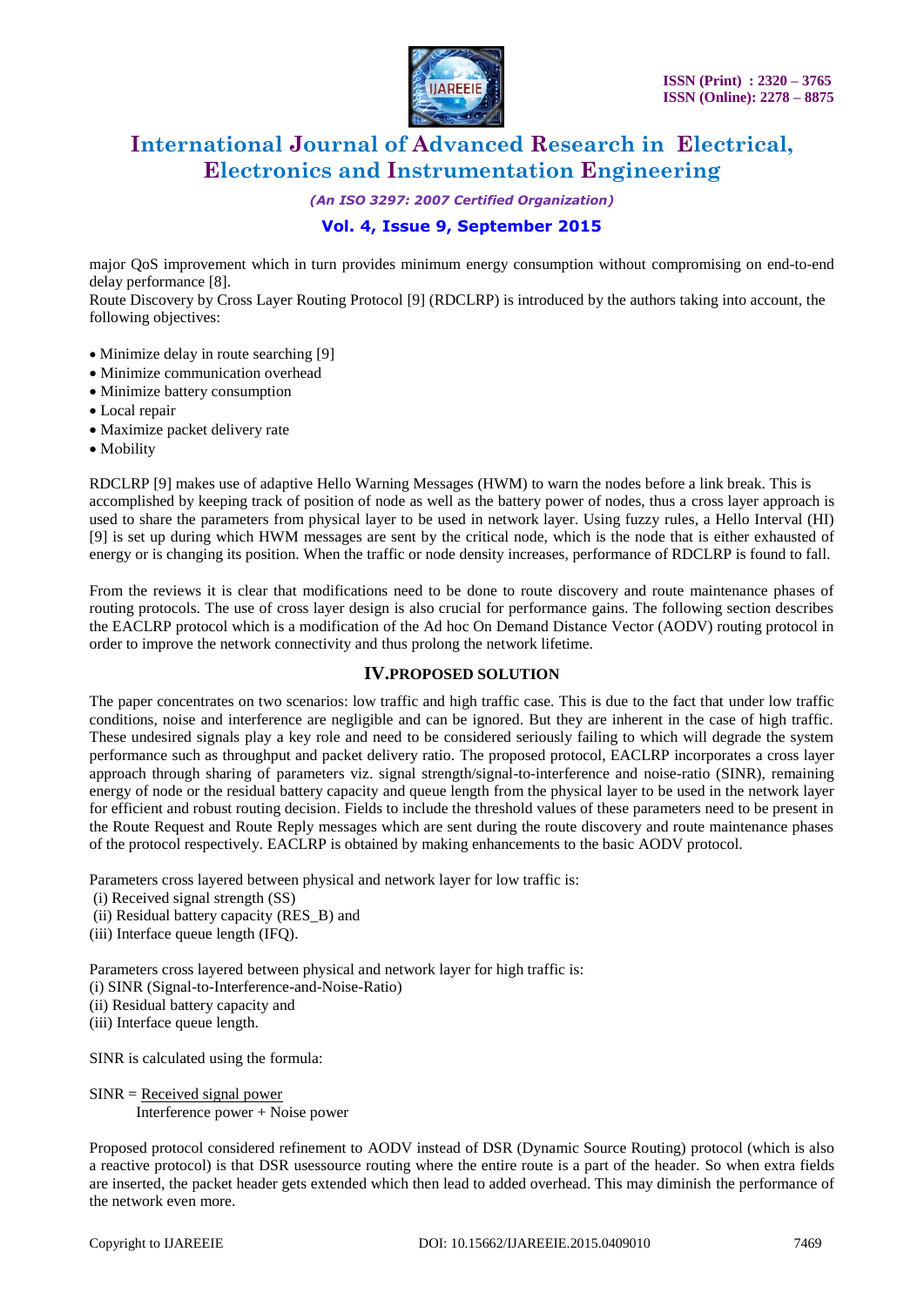major QoS improvement which in turn provides minimum energy consumption without compromising on end-to-end delay performance [8].
Route Discovery by Cross Layer Routing Protocol [9] (RDCLRP) is introduced by the authors taking into account, the following objectives:

- Minimize delay in route searching [9]
- Minimize communication overhead
- Minimize battery consumption
- Local repair
- Maximize packet delivery rate
- Mobility

RDCLRP [9] makes use of adaptive Hello Warning Messages (HWM) to warn the nodes before a link break. This is accomplished by keeping track of position of node as well as the battery power of nodes, thus a cross layer approach is used to share the parameters from physical layer to be used in network layer. Using fuzzy rules, a Hello Interval (HI) [9] is set up during which HWM messages are sent by the critical node, which is the node that is either exhausted of energy or is changing its position. When the traffic or node density increases, performance of RDCLRP is found to fall.

From the reviews it is clear that modifications need to be done to route discovery and route maintenance phases of routing protocols. The use of cross layer design is also crucial for performance gains. The following section describes the EACLRP protocol which is a modification of the Ad hoc On Demand Distance Vector (AODV) routing protocol in order to improve the network connectivity and thus prolong the network lifetime.

## IV.PROPOSED SOLUTION

The paper concentrates on two scenarios: low traffic and high traffic case. This is due to the fact that under low traffic conditions, noise and interference are negligible and can be ignored. But they are inherent in the case of high traffic. These undesired signals play a key role and need to be considered seriously failing to which will degrade the system performance such as throughput and packet delivery ratio. The proposed protocol, EACLRP incorporates a cross layer approach through sharing of parameters viz. signal strength/signal-to-interference and noise-ratio (SINR), remaining energy of node or the residual battery capacity and queue length from the physical layer to be used in the network layer for efficient and robust routing decision. Fields to include the threshold values of these parameters need to be present in the Route Request and Route Reply messages which are sent during the route discovery and route maintenance phases of the protocol respectively. EACLRP is obtained by making enhancements to the basic AODV protocol.

Parameters cross layered between physical and network layer for low traffic is:
(i) Received signal strength (SS)
(ii) Residual battery capacity (RES_B) and
(iii) Interface queue length (IFQ).

Parameters cross layered between physical and network layer for high traffic is:
(i) SINR (Signal-to-Interference-and-Noise-Ratio)
(ii) Residual battery capacity and
(iii) Interface queue length.

SINR is calculated using the formula:

$$SINR = \frac{\text{Received signal power}}{\text{Interference power + Noise power}}$$

Proposed protocol considered refinement to AODV instead of DSR (Dynamic Source Routing) protocol (which is also a reactive protocol) is that DSR usessource routing where the entire route is a part of the header. So when extra fields are inserted, the packet header gets extended which then lead to added overhead. This may diminish the performance of the network even more.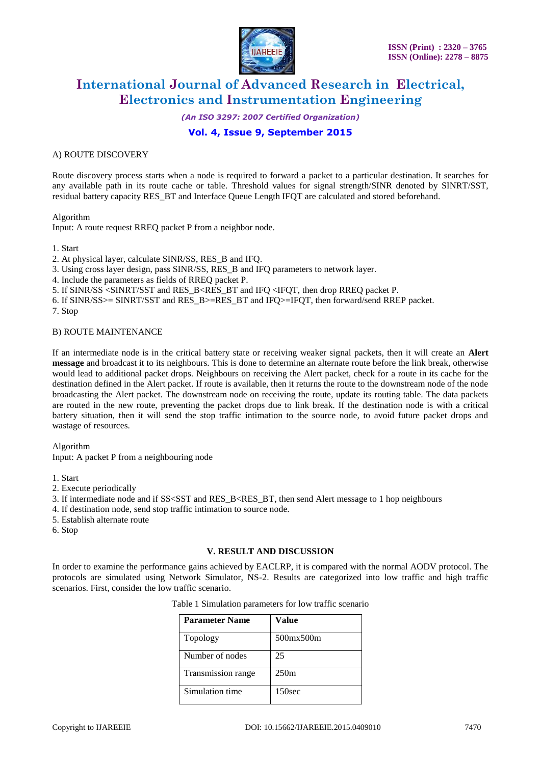A) ROUTE DISCOVERY

Route discovery process starts when a node is required to forward a packet to a particular destination. It searches for any available path in its route cache or table. Threshold values for signal strength/SINR denoted by SINRT/SST, residual battery capacity RES_BT and Interface Queue Length IFQT are calculated and stored beforehand.

Algorithm
Input: A route request RREQ packet P from a neighbor node.

1. Start
2. At physical layer, calculate SINR/SS, RES_B and IFQ.
3. Using cross layer design, pass SINR/SS, RES_B and IFQ parameters to network layer.
4. Include the parameters as fields of RREQ packet P.
5. If SINR/SS <SINRT/SST and RES_B<RES_BT and IFQ <IFQT, then drop RREQ packet P.
6. If SINR/SS>= SINRT/SST and RES_B>=RES_BT and IFQ>=IFQT, then forward/send RREP packet.
7. Stop

B) ROUTE MAINTENANCE

If an intermediate node is in the critical battery state or receiving weaker signal packets, then it will create an **Alert message** and broadcast it to its neighbours. This is done to determine an alternate route before the link break, otherwise would lead to additional packet drops. Neighbours on receiving the Alert packet, check for a route in its cache for the destination defined in the Alert packet. If route is available, then it returns the route to the downstream node of the node broadcasting the Alert packet. The downstream node on receiving the route, update its routing table. The data packets are routed in the new route, preventing the packet drops due to link break. If the destination node is with a critical battery situation, then it will send the stop traffic intimation to the source node, to avoid future packet drops and wastage of resources.

Algorithm
Input: A packet P from a neighbouring node

1. Start
2. Execute periodically
3. If intermediate node and if SS<SST and RES_B<RES_BT, then send Alert message to 1 hop neighbours
4. If destination node, send stop traffic intimation to source node.
5. Establish alternate route
6. Stop

## V. RESULT AND DISCUSSION

In order to examine the performance gains achieved by EACLRP, it is compared with the normal AODV protocol. The protocols are simulated using Network Simulator, NS-2. Results are categorized into low traffic and high traffic scenarios. First, consider the low traffic scenario.

Table 1 Simulation parameters for low traffic scenario

| Parameter Name | Value |
|---|---|
| Topology | 500mx500m |
| Number of nodes | 25 |
| Transmission range | 250m |
| Simulation time | 150sec |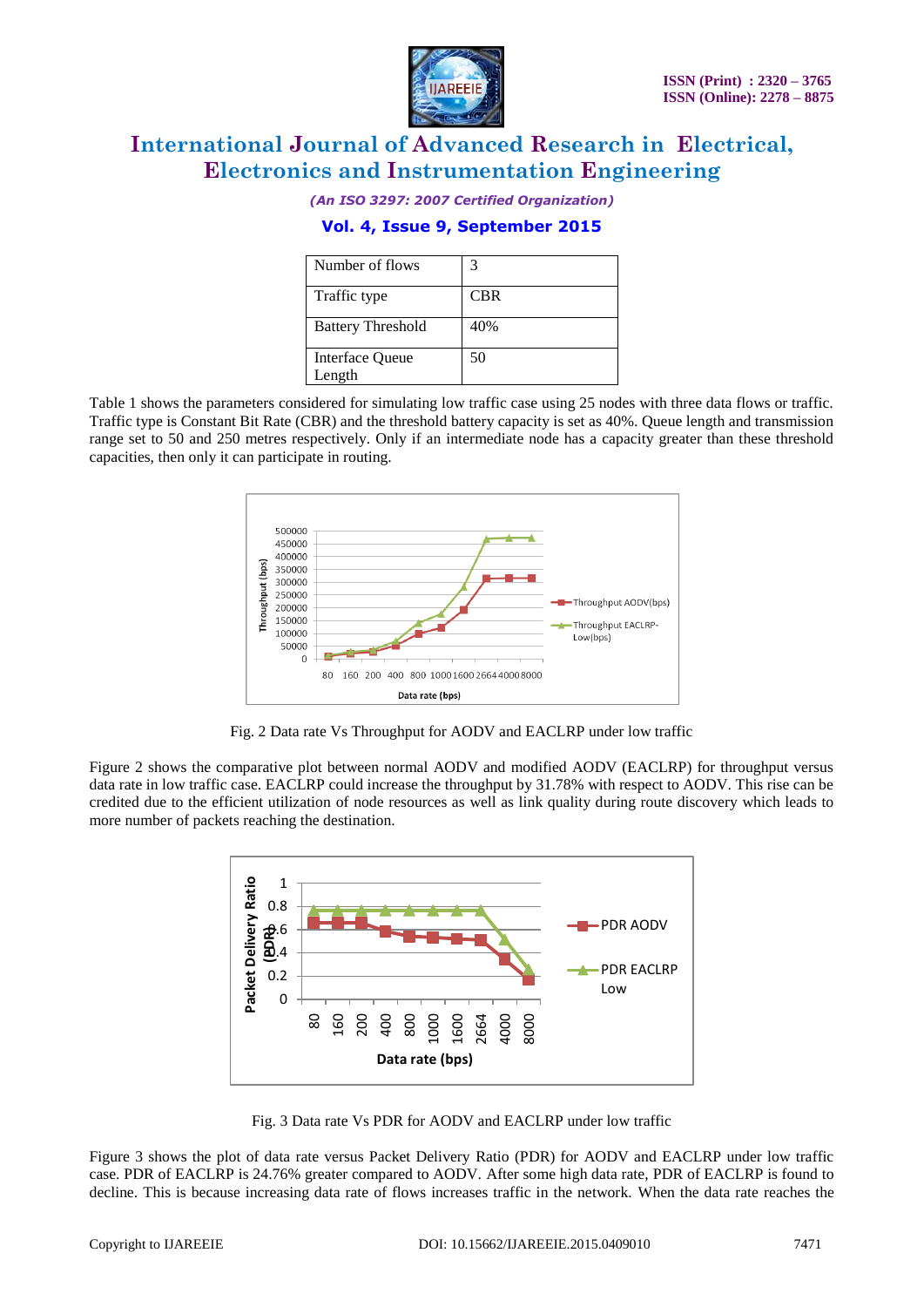| Number of flows | 3 |
|---|---|
| Traffic type | CBR |
| Battery Threshold | 40% |
| Interface Queue Length | 50 |

Table 1 shows the parameters considered for simulating low traffic case using 25 nodes with three data flows or traffic. Traffic type is Constant Bit Rate (CBR) and the threshold battery capacity is set as 40%. Queue length and transmission range set to 50 and 250 metres respectively. Only if an intermediate node has a capacity greater than these threshold capacities, then only it can participate in routing.

Fig. 2 Data rate Vs Throughput for AODV and EACLRP under low traffic

Figure 2 shows the comparative plot between normal AODV and modified AODV (EACLRP) for throughput versus data rate in low traffic case. EACLRP could increase the throughput by 31.78% with respect to AODV. This rise can be credited due to the efficient utilization of node resources as well as link quality during route discovery which leads to more number of packets reaching the destination.

Fig. 3 Data rate Vs PDR for AODV and EACLRP under low traffic

Figure 3 shows the plot of data rate versus Packet Delivery Ratio (PDR) for AODV and EACLRP under low traffic case. PDR of EACLRP is 24.76% greater compared to AODV. After some high data rate, PDR of EACLRP is found to decline. This is because increasing data rate of flows increases traffic in the network. When the data rate reaches the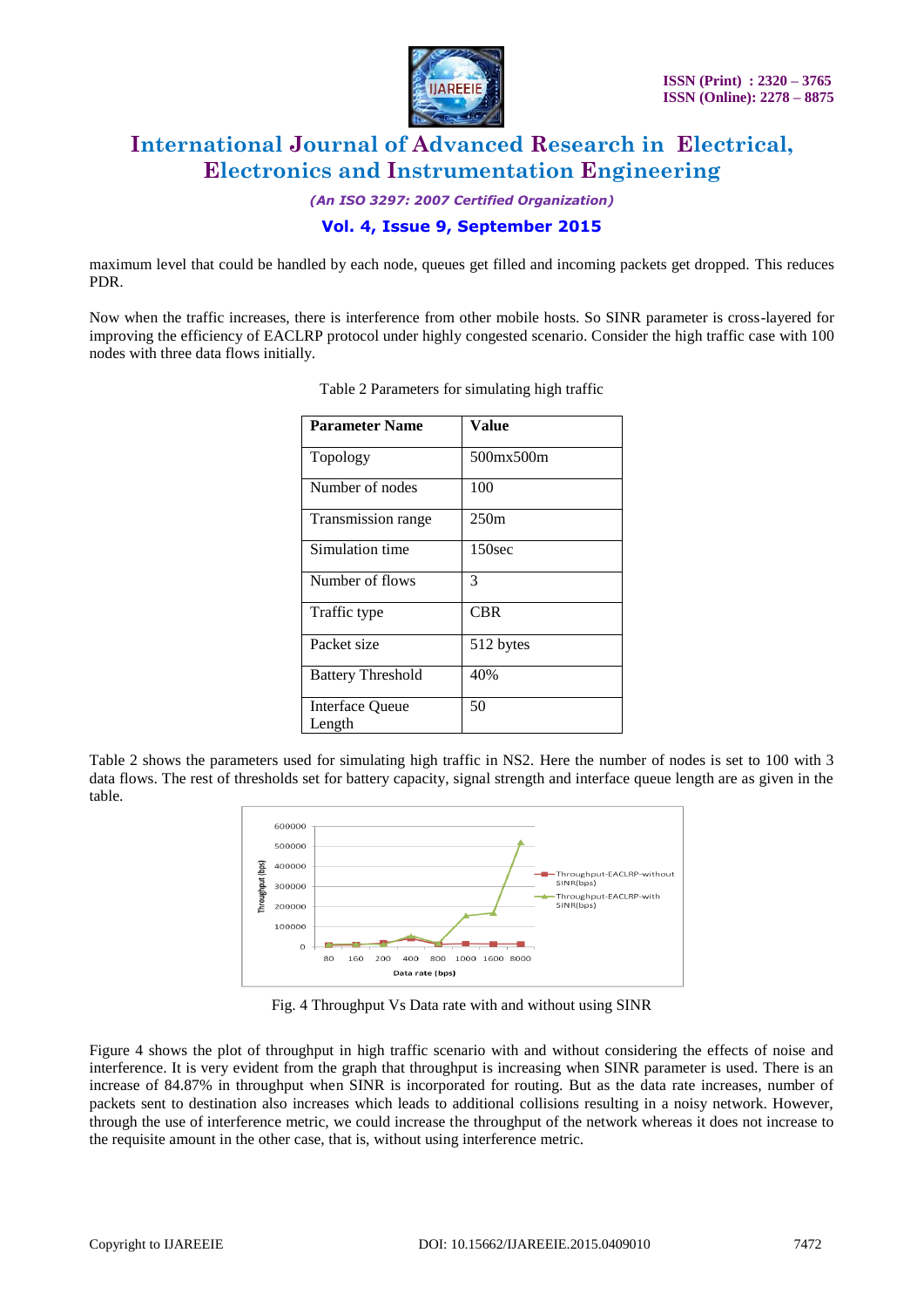maximum level that could be handled by each node, queues get filled and incoming packets get dropped. This reduces PDR.

Now when the traffic increases, there is interference from other mobile hosts. So SINR parameter is cross-layered for improving the efficiency of EACLRP protocol under highly congested scenario. Consider the high traffic case with 100 nodes with three data flows initially.

Table 2 Parameters for simulating high traffic

| **Parameter Name** | **Value** |
|---|---|
| Topology | 500mx500m |
| Number of nodes | 100 |
| Transmission range | 250m |
| Simulation time | 150sec |
| Number of flows | 3 |
| Traffic type | CBR |
| Packet size | 512 bytes |
| Battery Threshold | 40% |
| Interface Queue Length | 50 |

Table 2 shows the parameters used for simulating high traffic in NS2. Here the number of nodes is set to 100 with 3 data flows. The rest of thresholds set for battery capacity, signal strength and interface queue length are as given in the table.

Fig. 4 Throughput Vs Data rate with and without using SINR

Figure 4 shows the plot of throughput in high traffic scenario with and without considering the effects of noise and interference. It is very evident from the graph that throughput is increasing when SINR parameter is used. There is an increase of 84.87% in throughput when SINR is incorporated for routing. But as the data rate increases, number of packets sent to destination also increases which leads to additional collisions resulting in a noisy network. However, through the use of interference metric, we could increase the throughput of the network whereas it does not increase to the requisite amount in the other case, that is, without using interference metric.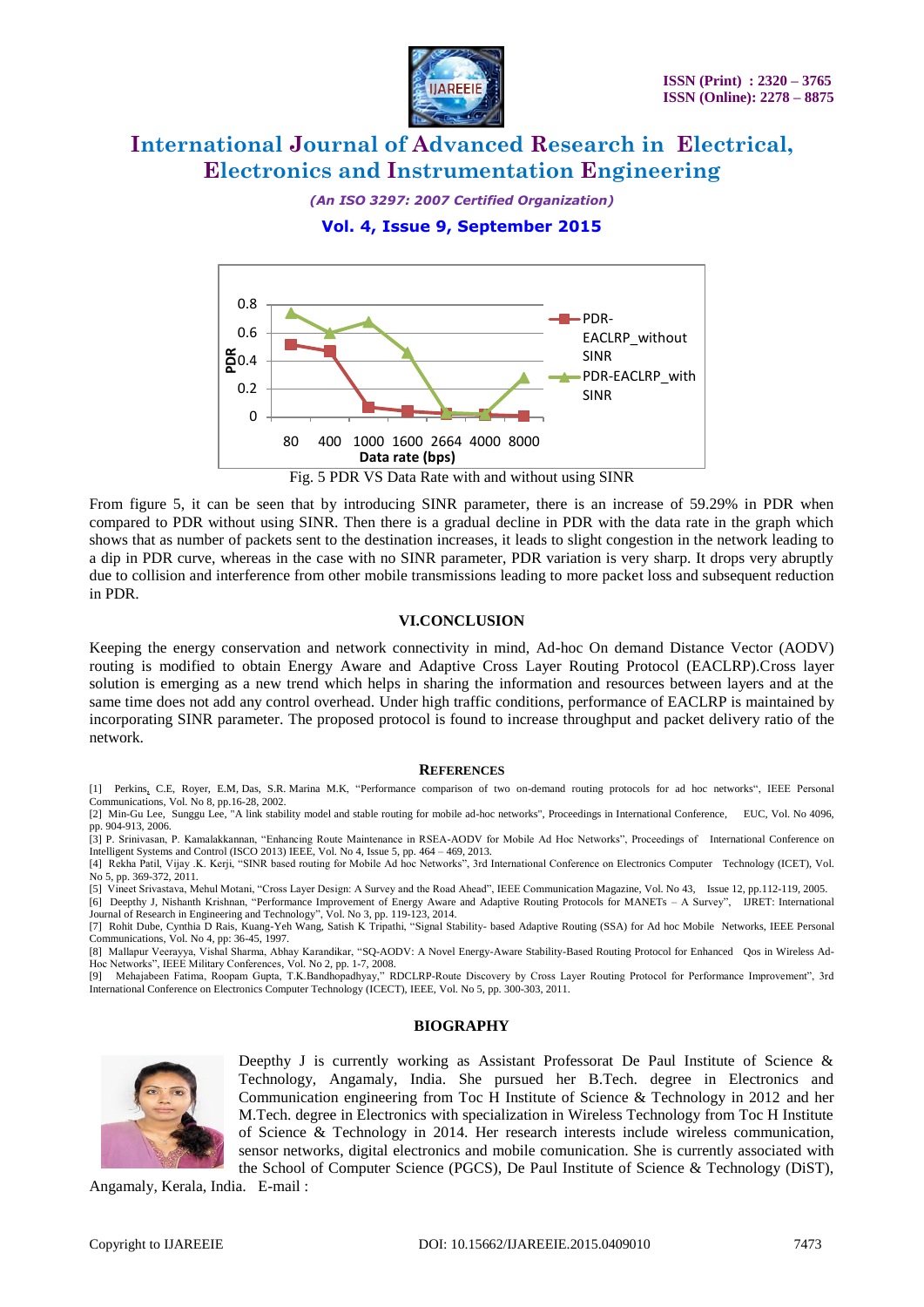0.8
0.6
PDR 0.4
0.2
0

80 400 1000 1600 2664 4000 8000

Data rate (bps)

PDR-EACLRP_without SINR

PDR-EACLRP_with SINR

Fig. 5 PDR VS Data Rate with and without using SINR

From figure 5, it can be seen that by introducing SINR parameter, there is an increase of 59.29% in PDR when compared to PDR without using SINR. Then there is a gradual decline in PDR with the data rate in the graph which shows that as number of packets sent to the destination increases, it leads to slight congestion in the network leading to a dip in PDR curve, whereas in the case with no SINR parameter, PDR variation is very sharp. It drops very abruptly due to collision and interference from other mobile transmissions leading to more packet loss and subsequent reduction in PDR.

## VI.CONCLUSION

Keeping the energy conservation and network connectivity in mind, Ad-hoc On demand Distance Vector (AODV) routing is modified to obtain Energy Aware and Adaptive Cross Layer Routing Protocol (EACLRP).Cross layer solution is emerging as a new trend which helps in sharing the information and resources between layers and at the same time does not add any control overhead. Under high traffic conditions, performance of EACLRP is maintained by incorporating SINR parameter. The proposed protocol is found to increase throughput and packet delivery ratio of the network.

## REFERENCES

[1] Perkins, C.E, Royer, E.M, Das, S.R. Marina M.K, "Performance comparison of two on-demand routing protocols for ad hoc networks", IEEE Personal Communications, Vol. No 8, pp.16-28, 2002.

[2] Min-Gu Lee, Sunggu Lee, "A link stability model and stable routing for mobile ad-hoc networks", Proceedings in International Conference, EUC, Vol. No 4096, pp. 904-913, 2006.

[3] P. Srinivasan, P. Kamalakkannan, "Enhancing Route Maintenance in RSEA-AODV for Mobile Ad Hoc Networks", Proceedings of International Conference on Intelligent Systems and Control (ISCO 2013) IEEE, Vol. No 4, Issue 5, pp. 464 – 469, 2013.

[4] Rekha Patil, Vijay .K. Kerji, "SINR based routing for Mobile Ad hoc Networks", 3rd International Conference on Electronics Computer Technology (ICET), Vol. No 5, pp. 369-372, 2011.

[5] Vineet Srivastava, Mehul Motani, "Cross Layer Design: A Survey and the Road Ahead", IEEE Communication Magazine, Vol. No 43, Issue 12, pp.112-119, 2005.

[6] Deepthy J, Nishanth Krishnan, "Performance Improvement of Energy Aware and Adaptive Routing Protocols for MANETs – A Survey", IJRET: International Journal of Research in Engineering and Technology", Vol. No 3, pp. 119-123, 2014.

[7] Rohit Dube, Cynthia D Rais, Kuang-Yeh Wang, Satish K Tripathi, "Signal Stability- based Adaptive Routing (SSA) for Ad hoc Mobile Networks, IEEE Personal Communications, Vol. No 4, pp: 36-45, 1997.

[8] Mallapur Veerayya, Vishal Sharma, Abhay Karandikar, "SQ-AODV: A Novel Energy-Aware Stability-Based Routing Protocol for Enhanced Qos in Wireless Ad-Hoc Networks", IEEE Military Conferences, Vol. No 2, pp. 1-7, 2008.

[9] Mehajabeen Fatima, Roopam Gupta, T.K.Bandhopadhyay," RDCLRP-Route Discovery by Cross Layer Routing Protocol for Performance Improvement", 3rd International Conference on Electronics Computer Technology (ICECT), IEEE, Vol. No 5, pp. 300-303, 2011.

## BIOGRAPHY

Deepthy J is currently working as Assistant Professorat De Paul Institute of Science & Technology, Angamaly, India. She pursued her B.Tech. degree in Electronics and Communication engineering from Toc H Institute of Science & Technology in 2012 and her M.Tech. degree in Electronics with specialization in Wireless Technology from Toc H Institute of Science & Technology in 2014. Her research interests include wireless communication, sensor networks, digital electronics and mobile comunication. She is currently associated with the School of Computer Science (PGCS), De Paul Institute of Science & Technology (DiST), Angamaly, Kerala, India. E-mail :